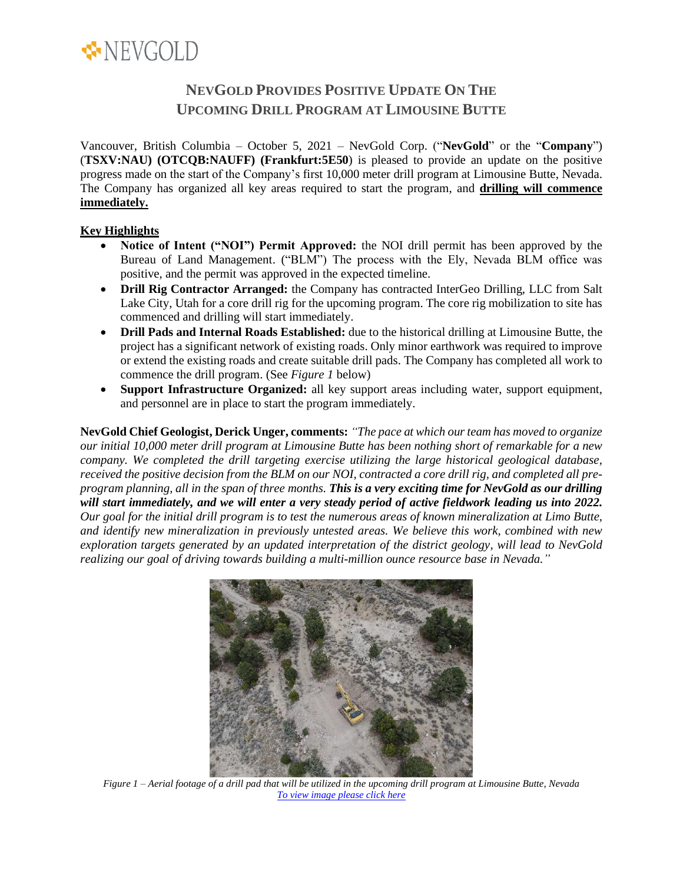NEVGOLD

# NEVGOLD PROVIDES POSITIVE UPDATE ON THE UPCOMING DRILL PROGRAM AT LIMOUSINE BUTTE

Vancouver, British Columbia – October 5, 2021 – NevGold Corp. ("**NevGold**" or the "**Company**") (**TSXV:NAU) (OTCQB:NAUFF) (Frankfurt:5E50**) is pleased to provide an update on the positive progress made on the start of the Company's first 10,000 meter drill program at Limousine Butte, Nevada. The Company has organized all key areas required to start the program, and **drilling will commence immediately.**

**Key Highlights**

- **Notice of Intent ("NOI") Permit Approved:** the NOI drill permit has been approved by the Bureau of Land Management. ("BLM") The process with the Ely, Nevada BLM office was positive, and the permit was approved in the expected timeline.
- **Drill Rig Contractor Arranged:** the Company has contracted InterGeo Drilling, LLC from Salt Lake City, Utah for a core drill rig for the upcoming program. The core rig mobilization to site has commenced and drilling will start immediately.
- **Drill Pads and Internal Roads Established:** due to the historical drilling at Limousine Butte, the project has a significant network of existing roads. Only minor earthwork was required to improve or extend the existing roads and create suitable drill pads. The Company has completed all work to commence the drill program. (See *Figure 1* below)
- **Support Infrastructure Organized:** all key support areas including water, support equipment, and personnel are in place to start the program immediately.

**NevGold Chief Geologist, Derick Unger, comments:** *"The pace at which our team has moved to organize our initial 10,000 meter drill program at Limousine Butte has been nothing short of remarkable for a new company. We completed the drill targeting exercise utilizing the large historical geological database, received the positive decision from the BLM on our NOI, contracted a core drill rig, and completed all pre-program planning, all in the span of three months.* ***This is a very exciting time for NevGold as our drilling will start immediately, and we will enter a very steady period of active fieldwork leading us into 2022.*** *Our goal for the initial drill program is to test the numerous areas of known mineralization at Limo Butte, and identify new mineralization in previously untested areas. We believe this work, combined with new exploration targets generated by an updated interpretation of the district geology, will lead to NevGold realizing our goal of driving towards building a multi-million ounce resource base in Nevada."*

*Figure 1 – Aerial footage of a drill pad that will be utilized in the upcoming drill program at Limousine Butte, Nevada*
*To view image please click here*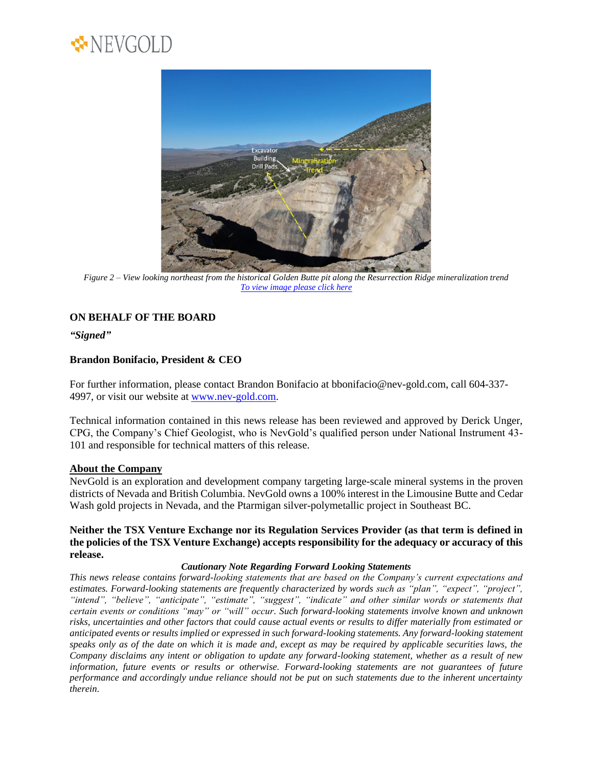*Figure 2 – View looking northeast from the historical Golden Butte pit along the Resurrection Ridge mineralization trend*
[To view image please click here]

**ON BEHALF OF THE BOARD**

***"Signed"***

**Brandon Bonifacio, President & CEO**

For further information, please contact Brandon Bonifacio at bbonifacio@nev-gold.com, call 604-337-4997, or visit our website at [www.nev-gold.com].

Technical information contained in this news release has been reviewed and approved by Derick Unger, CPG, the Company's Chief Geologist, who is NevGold's qualified person under National Instrument 43-101 and responsible for technical matters of this release.

**About the Company**

NevGold is an exploration and development company targeting large-scale mineral systems in the proven districts of Nevada and British Columbia. NevGold owns a 100% interest in the Limousine Butte and Cedar Wash gold projects in Nevada, and the Ptarmigan silver-polymetallic project in Southeast BC.

**Neither the TSX Venture Exchange nor its Regulation Services Provider (as that term is defined in the policies of the TSX Venture Exchange) accepts responsibility for the adequacy or accuracy of this release.**

***Cautionary Note Regarding Forward Looking Statements***

*This news release contains forward-looking statements that are based on the Company's current expectations and estimates. Forward-looking statements are frequently characterized by words such as "plan", "expect", "project", "intend", "believe", "anticipate", "estimate", "suggest", "indicate" and other similar words or statements that certain events or conditions "may" or "will" occur. Such forward-looking statements involve known and unknown risks, uncertainties and other factors that could cause actual events or results to differ materially from estimated or anticipated events or results implied or expressed in such forward-looking statements. Any forward-looking statement speaks only as of the date on which it is made and, except as may be required by applicable securities laws, the Company disclaims any intent or obligation to update any forward-looking statement, whether as a result of new information, future events or results or otherwise. Forward-looking statements are not guarantees of future performance and accordingly undue reliance should not be put on such statements due to the inherent uncertainty therein.*